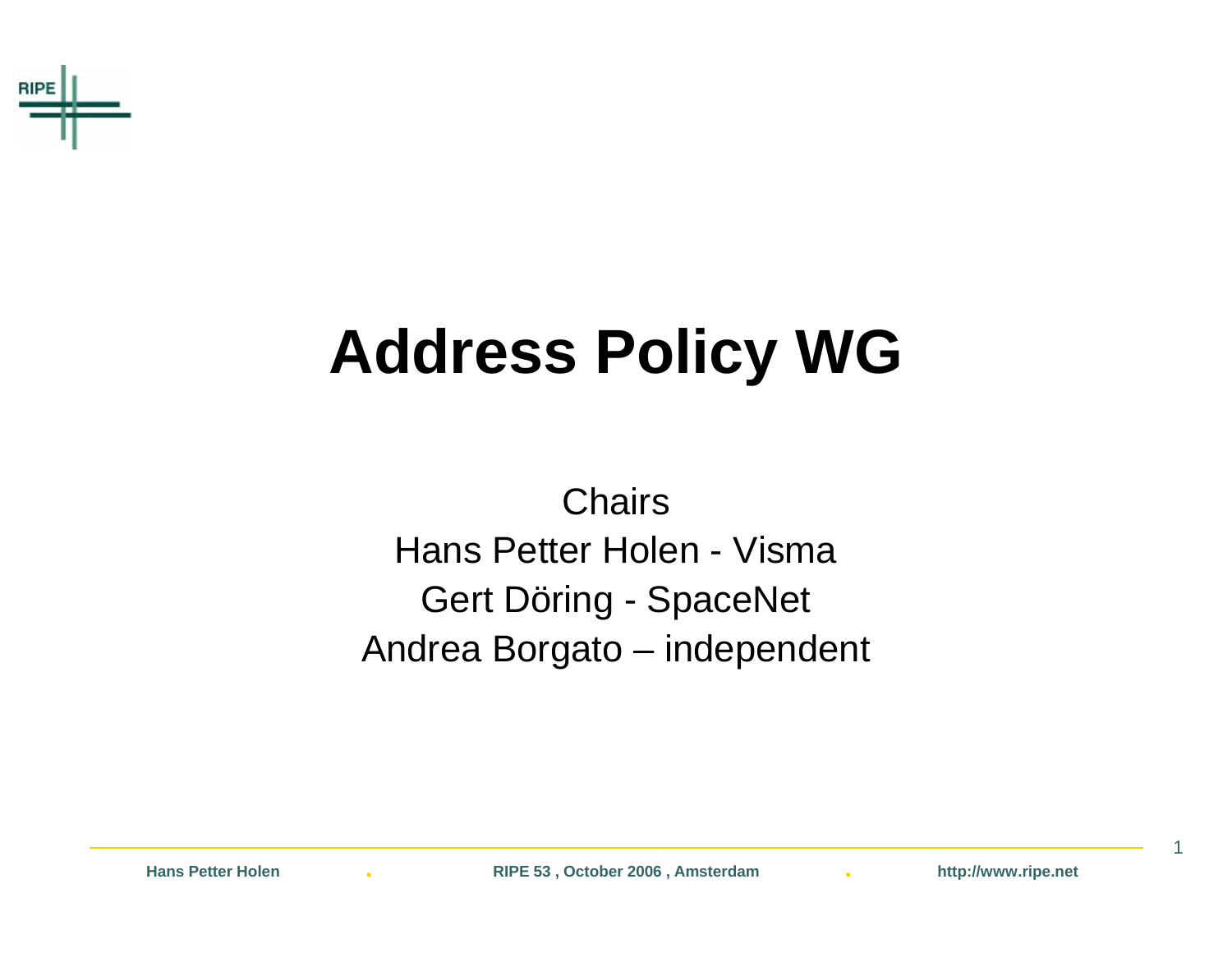# Address Policy WG

Chairs

Hans Petter Holen - Visma

Gert Döring - SpaceNet

Andrea Borgato – independent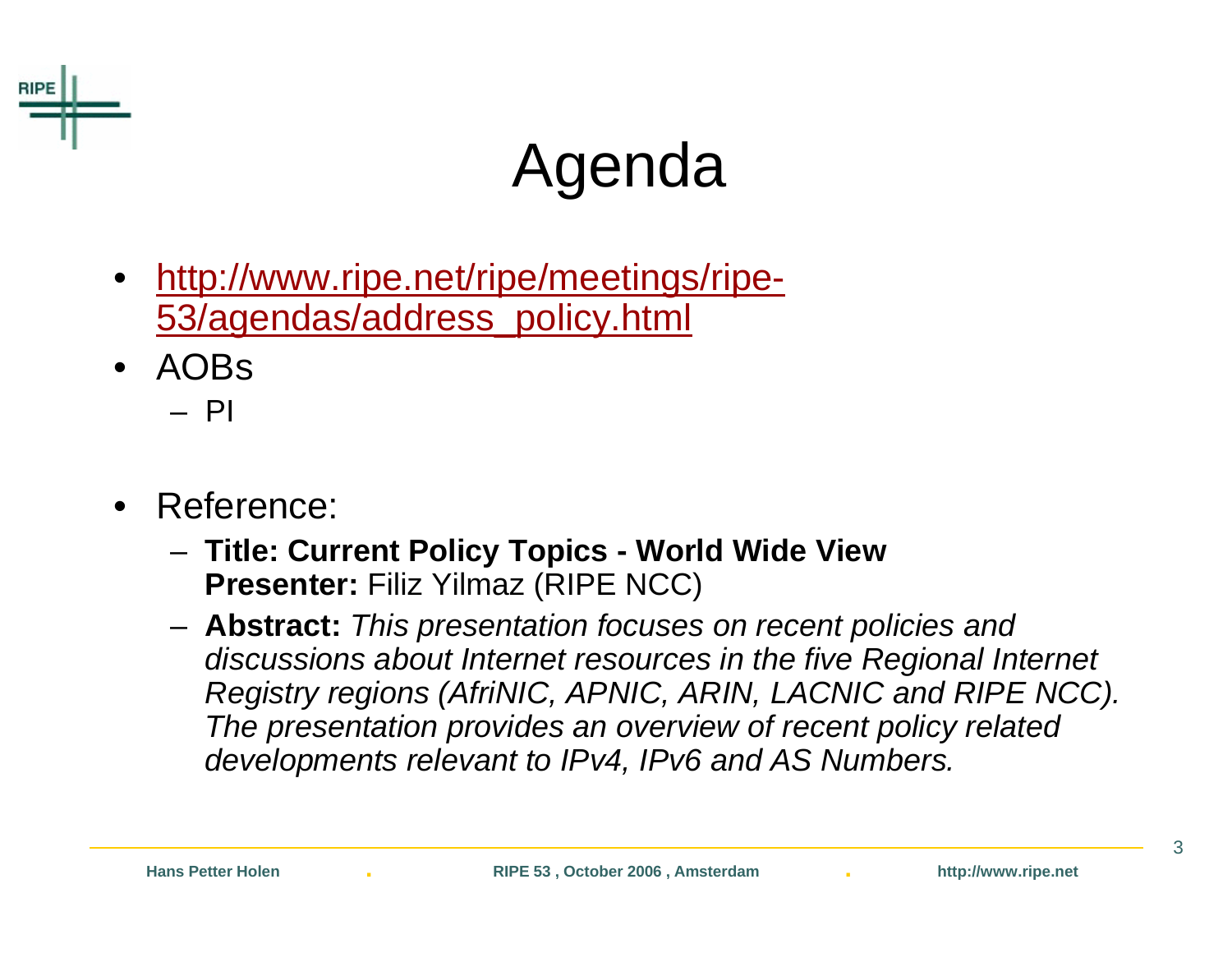# Agenda

- http://www.ripe.net/ripe/meetings/ripe-53/agendas/address_policy.html
- AOBs
  - PI
- Reference:
  - **Title: Current Policy Topics - World Wide View**
    **Presenter:** Filiz Yilmaz (RIPE NCC)
  - **Abstract:** *This presentation focuses on recent policies and discussions about Internet resources in the five Regional Internet Registry regions (AfriNIC, APNIC, ARIN, LACNIC and RIPE NCC). The presentation provides an overview of recent policy related developments relevant to IPv4, IPv6 and AS Numbers.*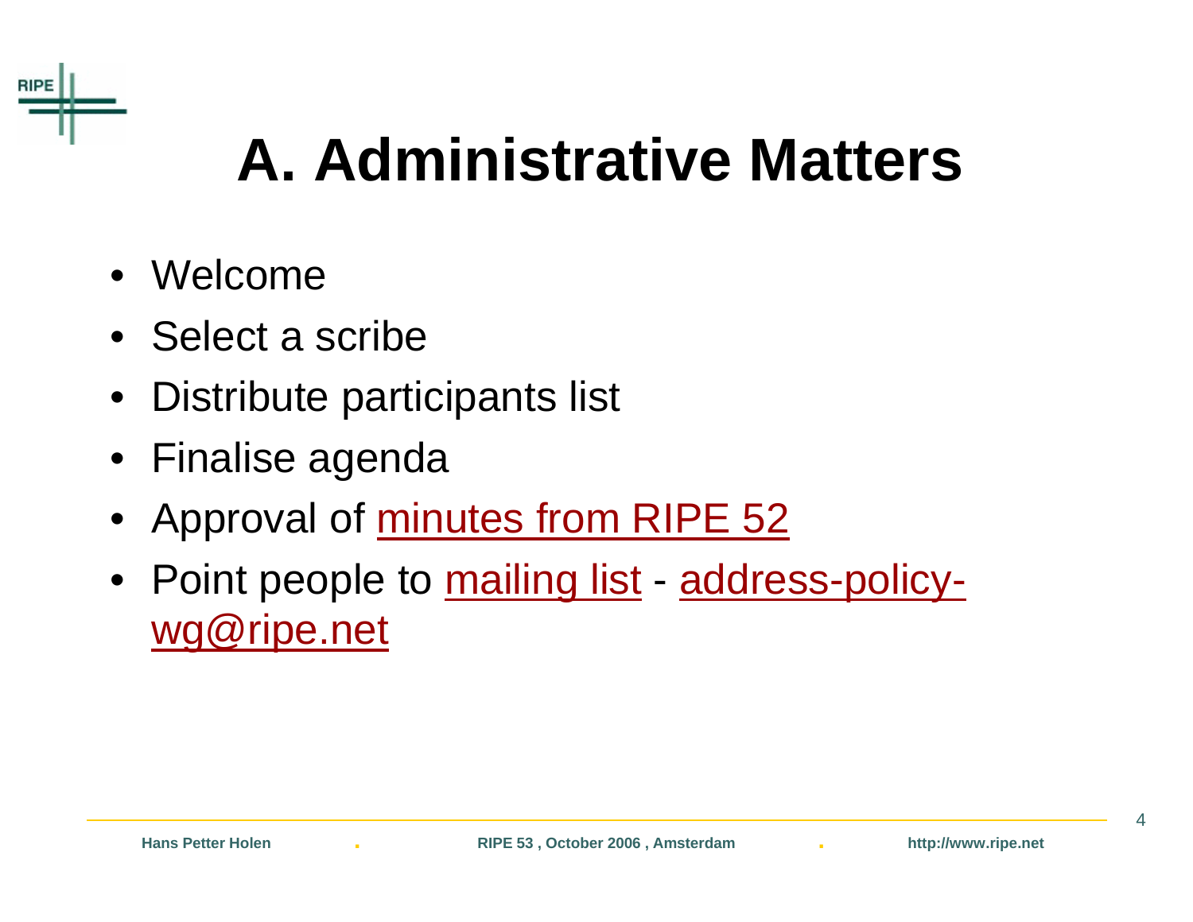# A. Administrative Matters

- Welcome
- Select a scribe
- Distribute participants list
- Finalise agenda
- Approval of minutes from RIPE 52
- Point people to mailing list - address-policy-wg@ripe.net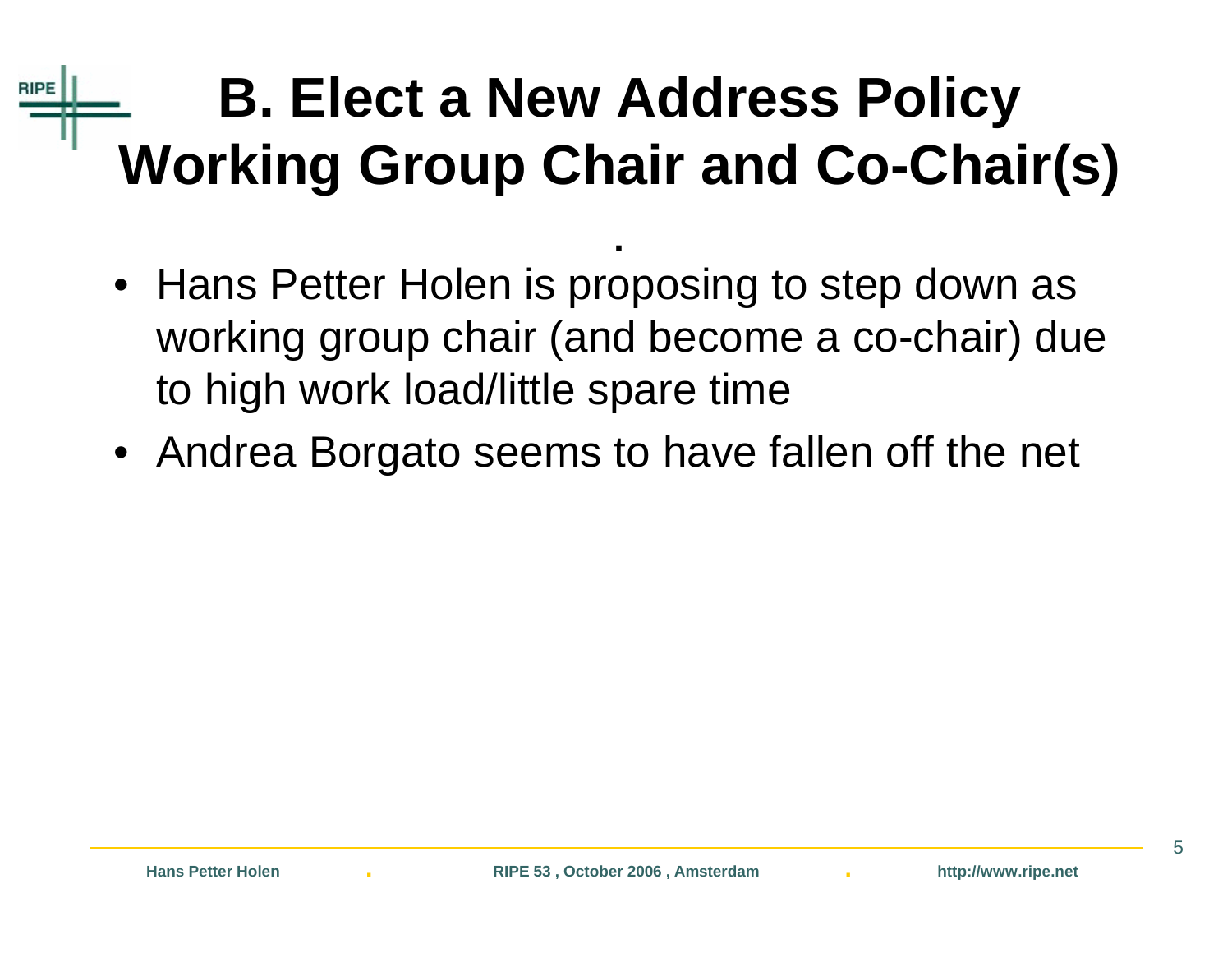# B. Elect a New Address Policy Working Group Chair and Co-Chair(s)

- Hans Petter Holen is proposing to step down as working group chair (and become a co-chair) due to high work load/little spare time
- Andrea Borgato seems to have fallen off the net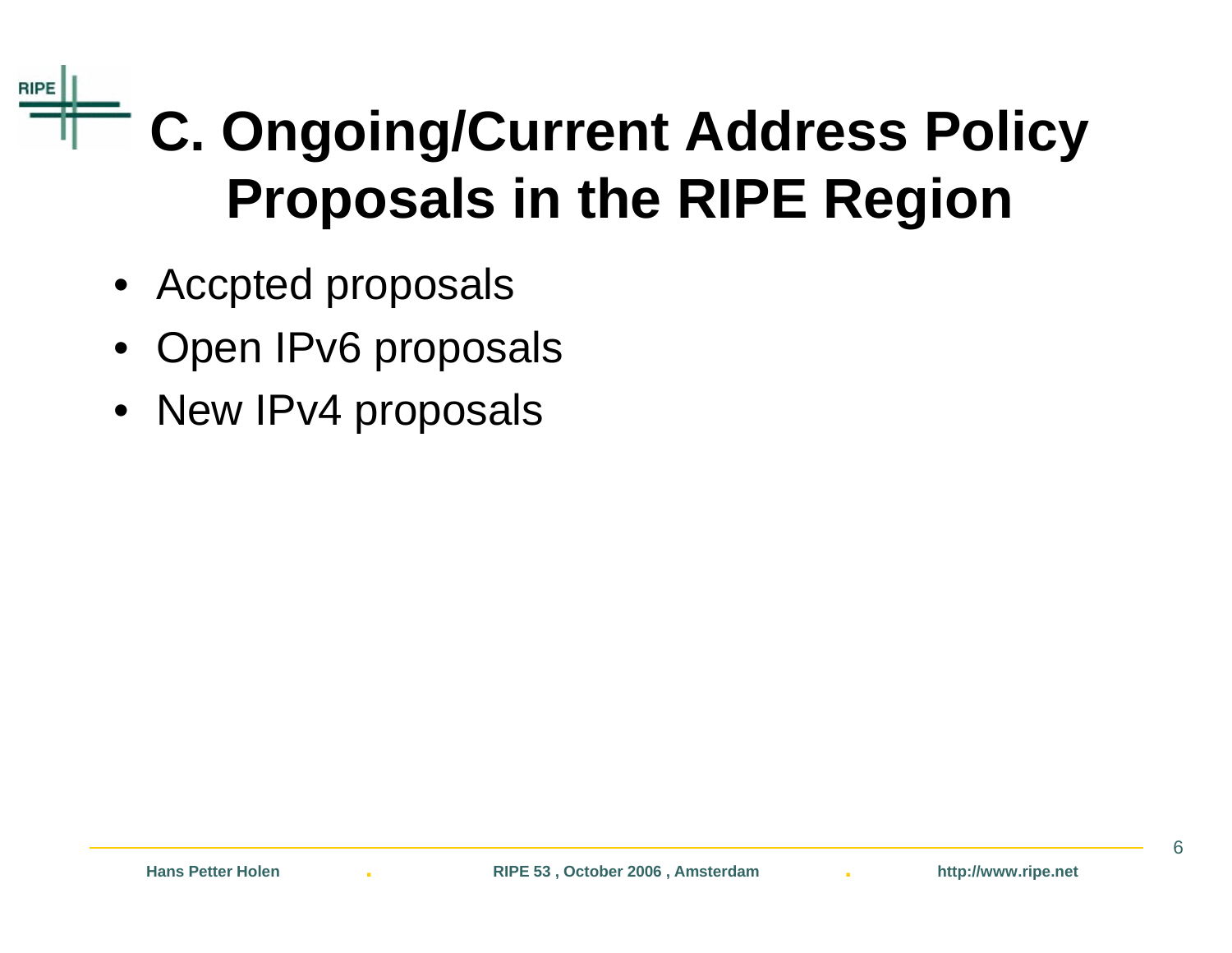# C. Ongoing/Current Address Policy Proposals in the RIPE Region

- Accpted proposals
- Open IPv6 proposals
- New IPv4 proposals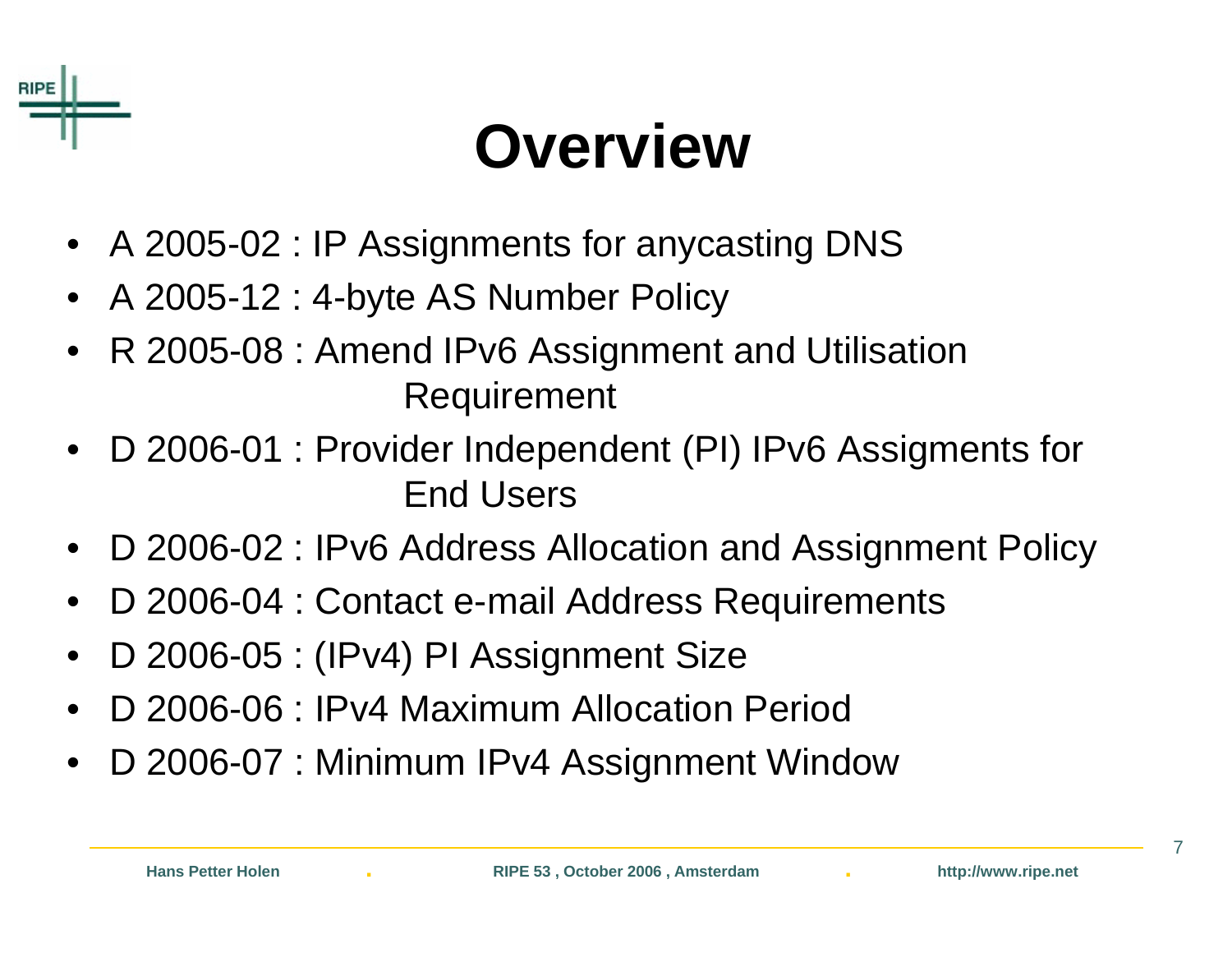# Overview

- A 2005-02 : IP Assignments for anycasting DNS
- A 2005-12 : 4-byte AS Number Policy
- R 2005-08 : Amend IPv6 Assignment and Utilisation Requirement
- D 2006-01 : Provider Independent (PI) IPv6 Assigments for End Users
- D 2006-02 : IPv6 Address Allocation and Assignment Policy
- D 2006-04 : Contact e-mail Address Requirements
- D 2006-05 : (IPv4) PI Assignment Size
- D 2006-06 : IPv4 Maximum Allocation Period
- D 2006-07 : Minimum IPv4 Assignment Window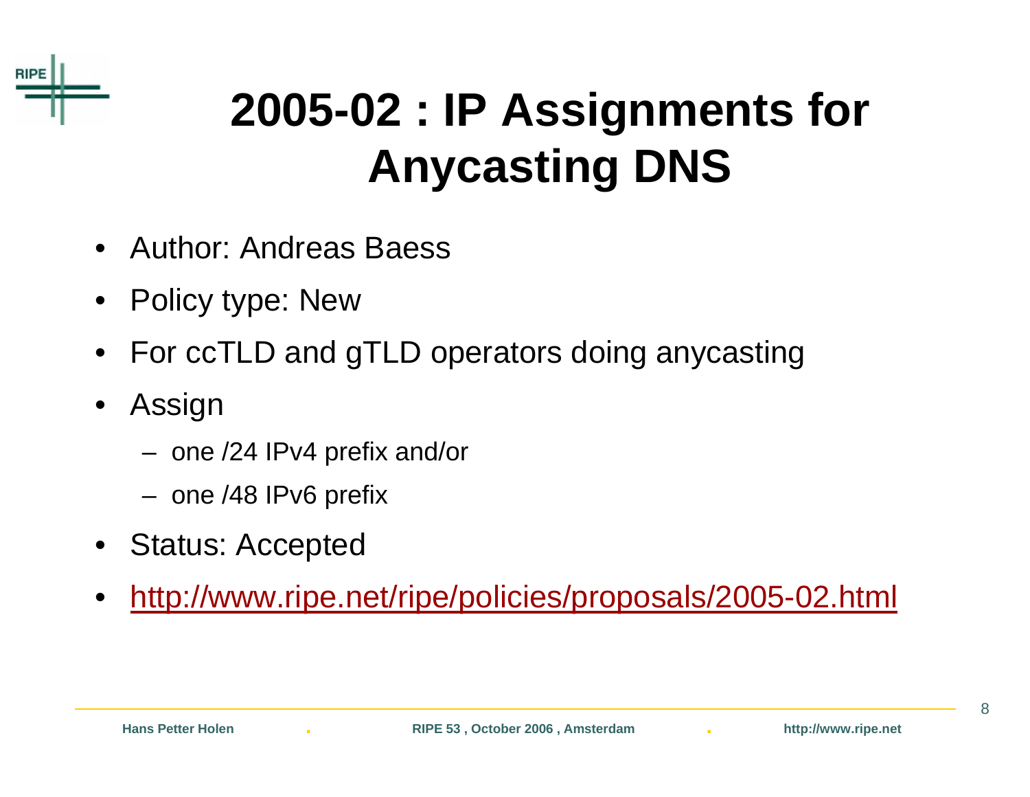# 2005-02 : IP Assignments for Anycasting DNS

- Author: Andreas Baess
- Policy type: New
- For ccTLD and gTLD operators doing anycasting
- Assign
  - one /24 IPv4 prefix and/or
  - one /48 IPv6 prefix
- Status: Accepted
- http://www.ripe.net/ripe/policies/proposals/2005-02.html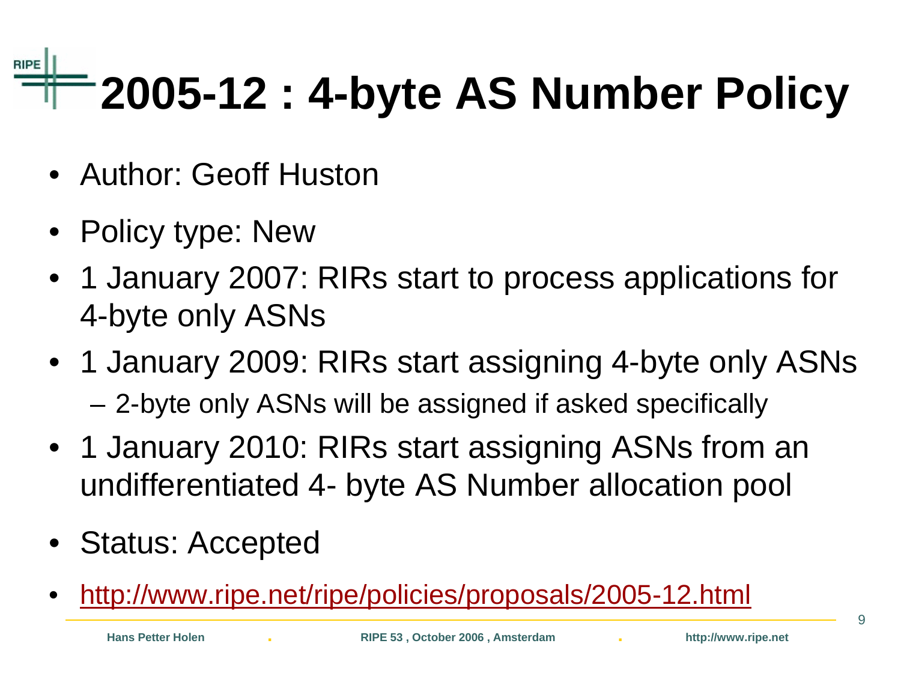# 2005-12 : 4-byte AS Number Policy

- Author: Geoff Huston
- Policy type: New
- 1 January 2007: RIRs start to process applications for 4-byte only ASNs
- 1 January 2009: RIRs start assigning 4-byte only ASNs
  - 2-byte only ASNs will be assigned if asked specifically
- 1 January 2010: RIRs start assigning ASNs from an undifferentiated 4- byte AS Number allocation pool
- Status: Accepted
- http://www.ripe.net/ripe/policies/proposals/2005-12.html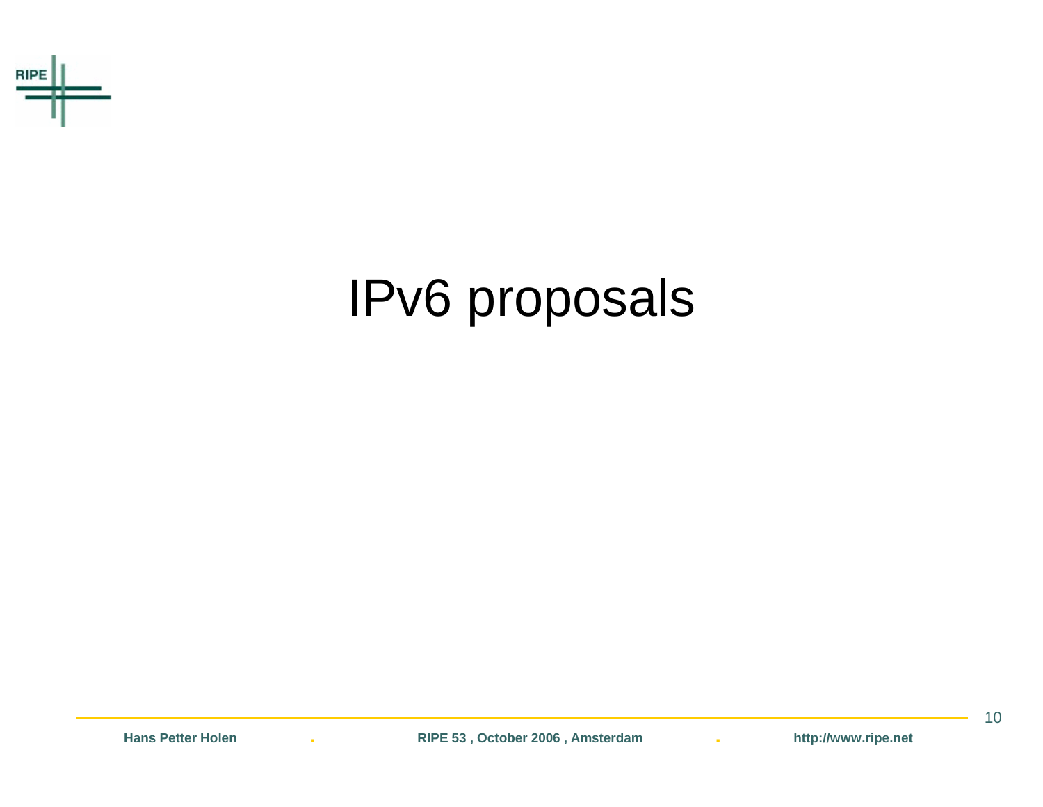# IPv6 proposals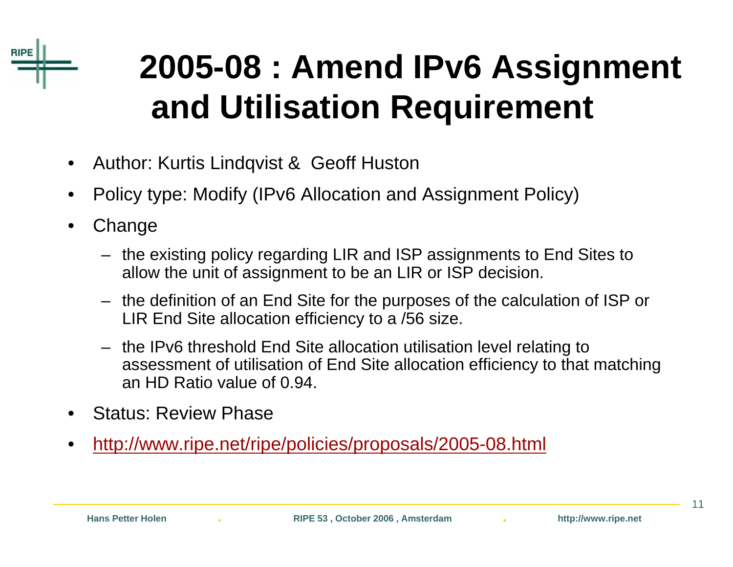# 2005-08 : Amend IPv6 Assignment and Utilisation Requirement

- Author: Kurtis Lindqvist & Geoff Huston
- Policy type: Modify (IPv6 Allocation and Assignment Policy)
- Change
  - the existing policy regarding LIR and ISP assignments to End Sites to allow the unit of assignment to be an LIR or ISP decision.
  - the definition of an End Site for the purposes of the calculation of ISP or LIR End Site allocation efficiency to a /56 size.
  - the IPv6 threshold End Site allocation utilisation level relating to assessment of utilisation of End Site allocation efficiency to that matching an HD Ratio value of 0.94.
- Status: Review Phase
- http://www.ripe.net/ripe/policies/proposals/2005-08.html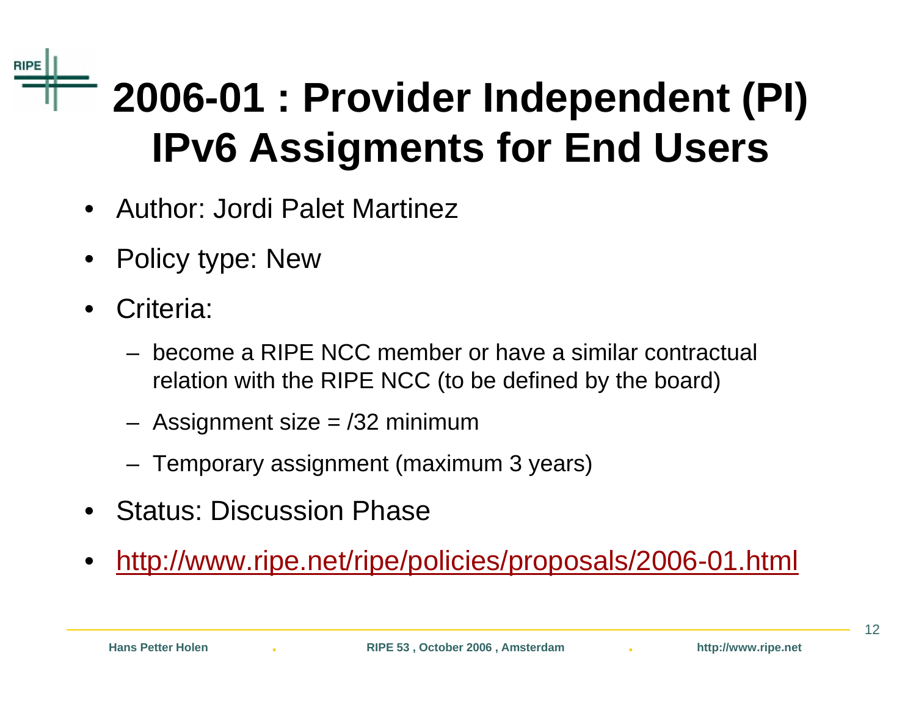# 2006-01 : Provider Independent (PI) IPv6 Assigments for End Users

- Author: Jordi Palet Martinez
- Policy type: New
- Criteria:
  - become a RIPE NCC member or have a similar contractual relation with the RIPE NCC (to be defined by the board)
  - Assignment size = /32 minimum
  - Temporary assignment (maximum 3 years)
- Status: Discussion Phase
- http://www.ripe.net/ripe/policies/proposals/2006-01.html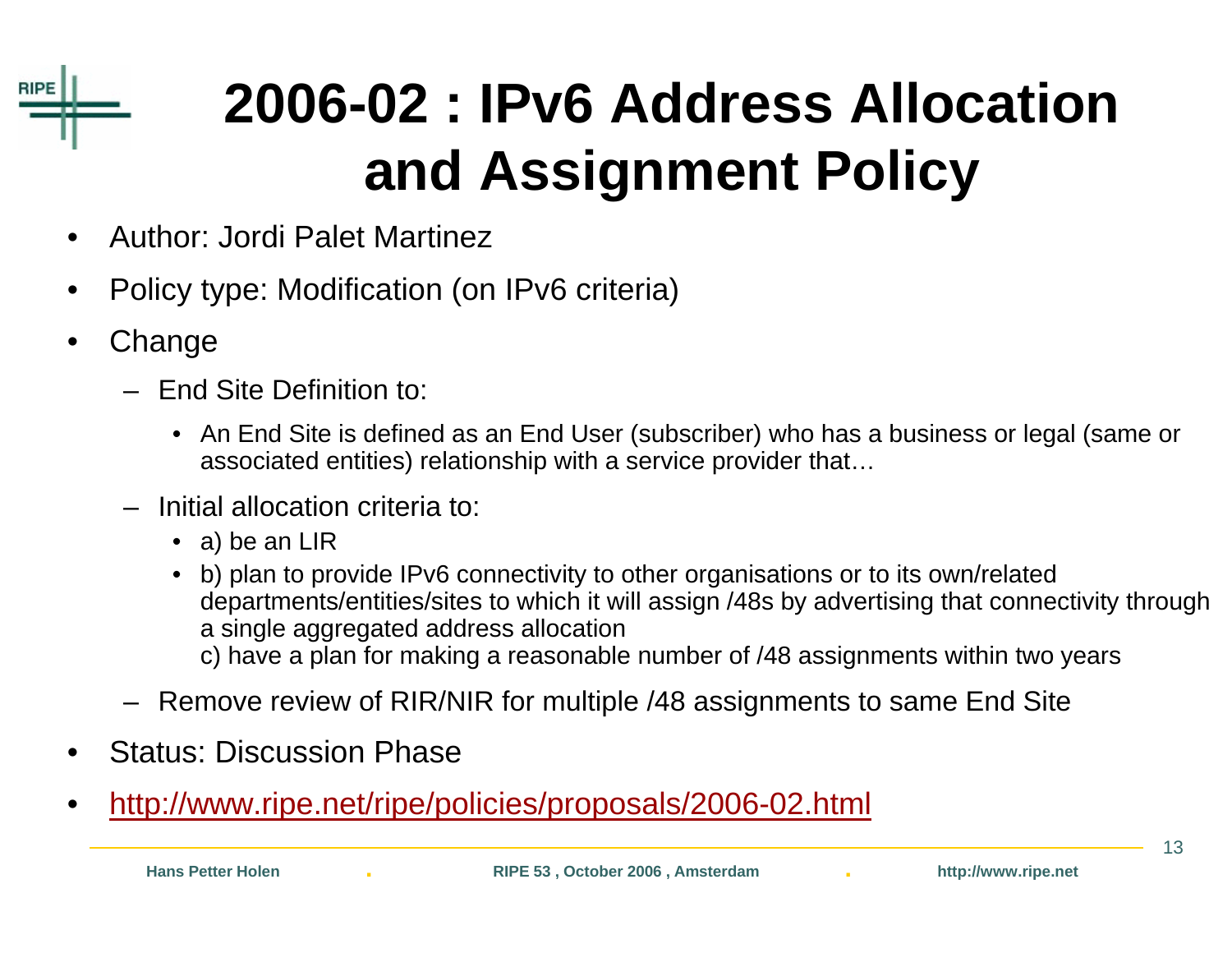# 2006-02 : IPv6 Address Allocation and Assignment Policy

- Author: Jordi Palet Martinez
- Policy type: Modification (on IPv6 criteria)
- Change
  - End Site Definition to:
    - An End Site is defined as an End User (subscriber) who has a business or legal (same or associated entities) relationship with a service provider that…
  - Initial allocation criteria to:
    - a) be an LIR
    - b) plan to provide IPv6 connectivity to other organisations or to its own/related departments/entities/sites to which it will assign /48s by advertising that connectivity through a single aggregated address allocation
      c) have a plan for making a reasonable number of /48 assignments within two years
  - Remove review of RIR/NIR for multiple /48 assignments to same End Site
- Status: Discussion Phase
- http://www.ripe.net/ripe/policies/proposals/2006-02.html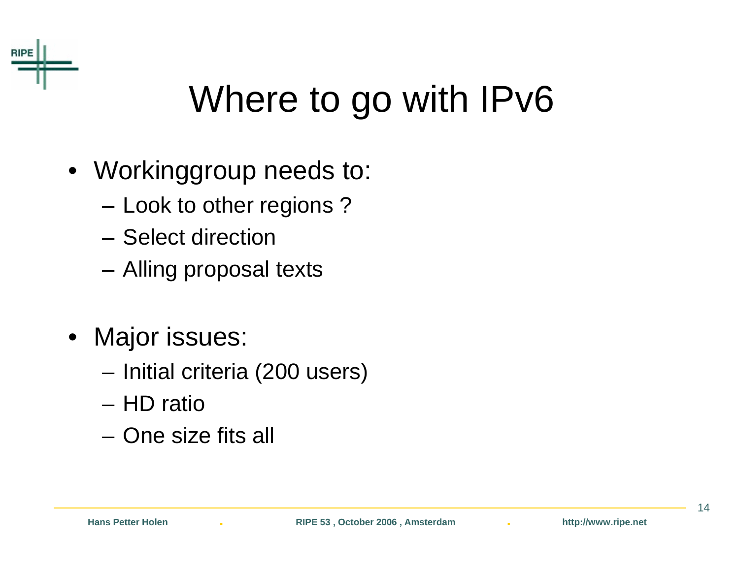# Where to go with IPv6

- Workinggroup needs to:
  - Look to other regions ?
  - Select direction
  - Alling proposal texts

- Major issues:
  - Initial criteria (200 users)
  - HD ratio
  - One size fits all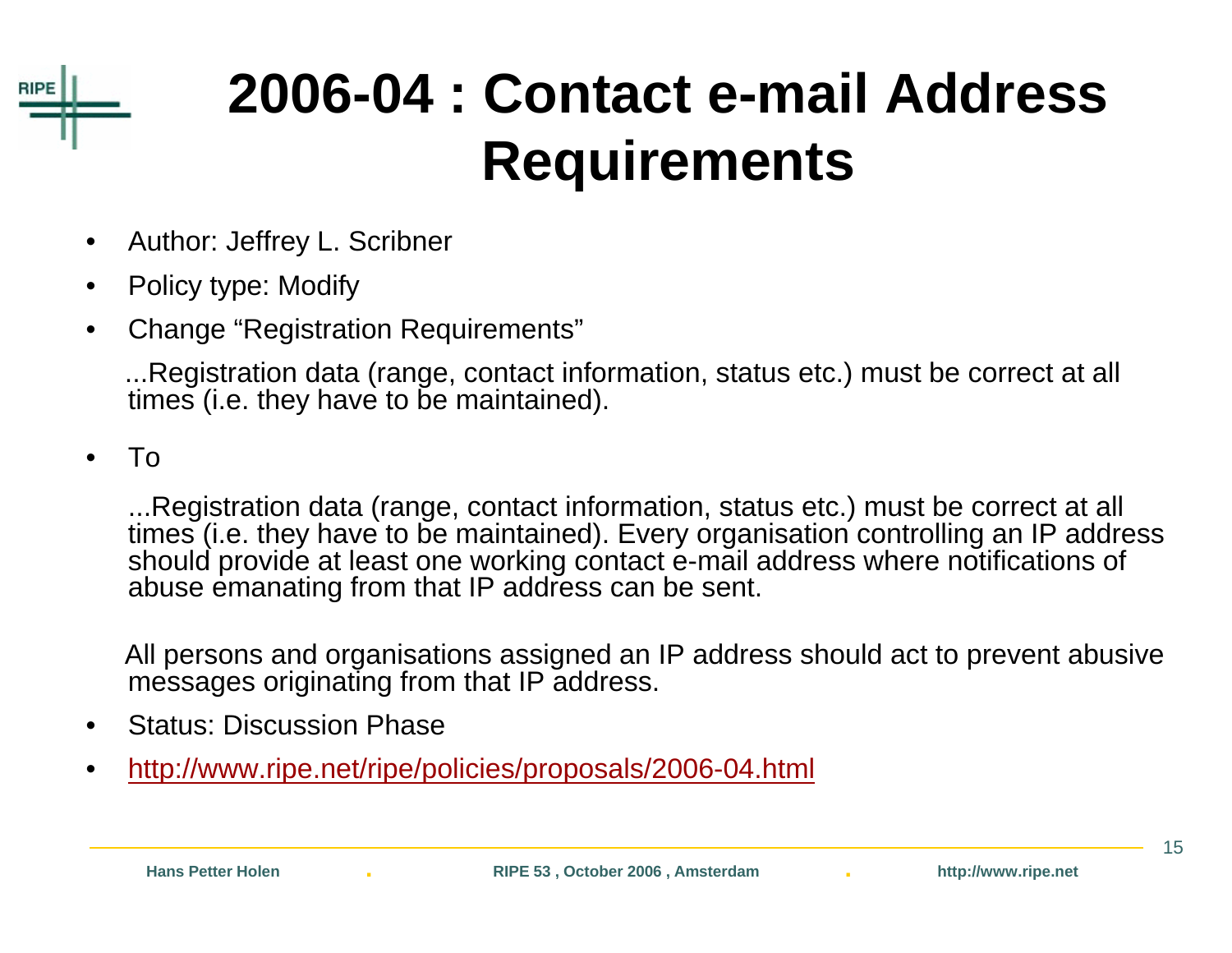# 2006-04 : Contact e-mail Address Requirements

- Author: Jeffrey L. Scribner
- Policy type: Modify
- Change "Registration Requirements"

  ...Registration data (range, contact information, status etc.) must be correct at all times (i.e. they have to be maintained).

- To

  ...Registration data (range, contact information, status etc.) must be correct at all times (i.e. they have to be maintained). Every organisation controlling an IP address should provide at least one working contact e-mail address where notifications of abuse emanating from that IP address can be sent.

  All persons and organisations assigned an IP address should act to prevent abusive messages originating from that IP address.

- Status: Discussion Phase
- http://www.ripe.net/ripe/policies/proposals/2006-04.html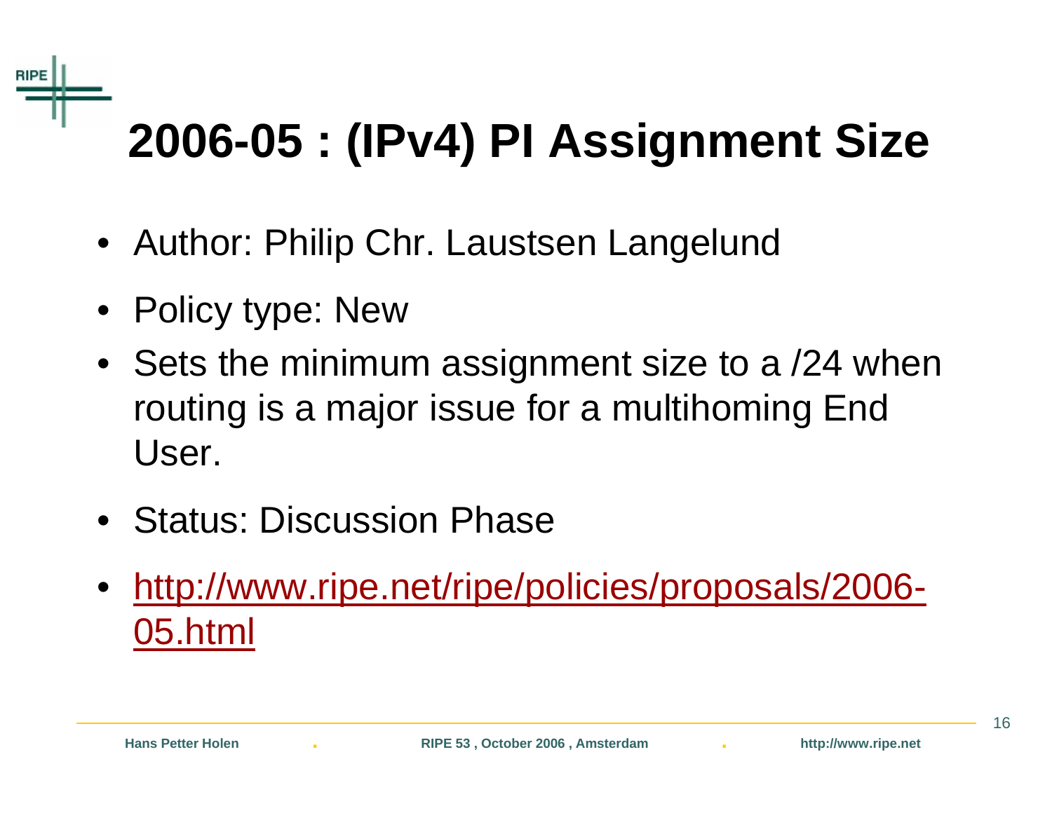# 2006-05 : (IPv4) PI Assignment Size

- Author: Philip Chr. Laustsen Langelund
- Policy type: New
- Sets the minimum assignment size to a /24 when routing is a major issue for a multihoming End User.
- Status: Discussion Phase
- http://www.ripe.net/ripe/policies/proposals/2006-05.html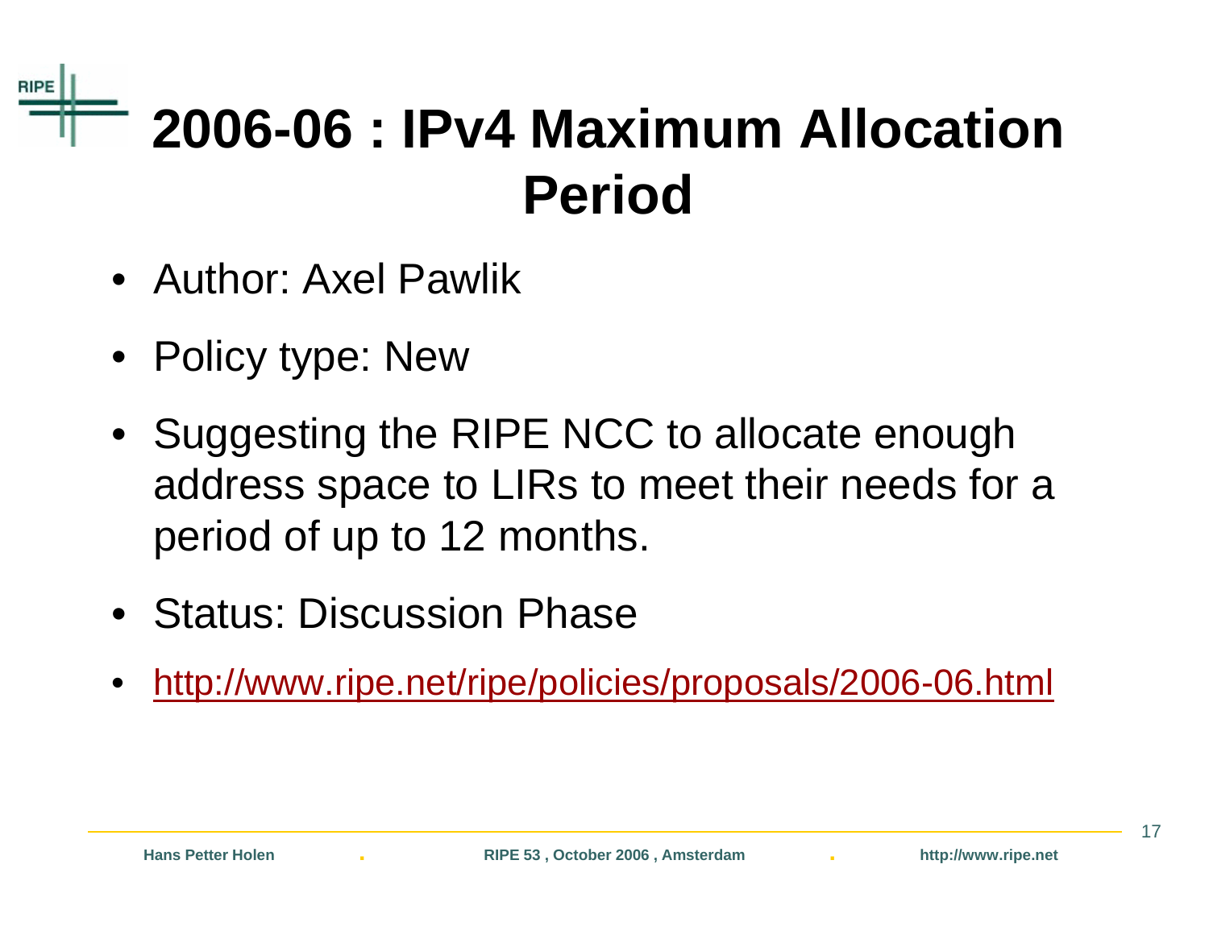# 2006-06 : IPv4 Maximum Allocation Period

- Author: Axel Pawlik
- Policy type: New
- Suggesting the RIPE NCC to allocate enough address space to LIRs to meet their needs for a period of up to 12 months.
- Status: Discussion Phase
- http://www.ripe.net/ripe/policies/proposals/2006-06.html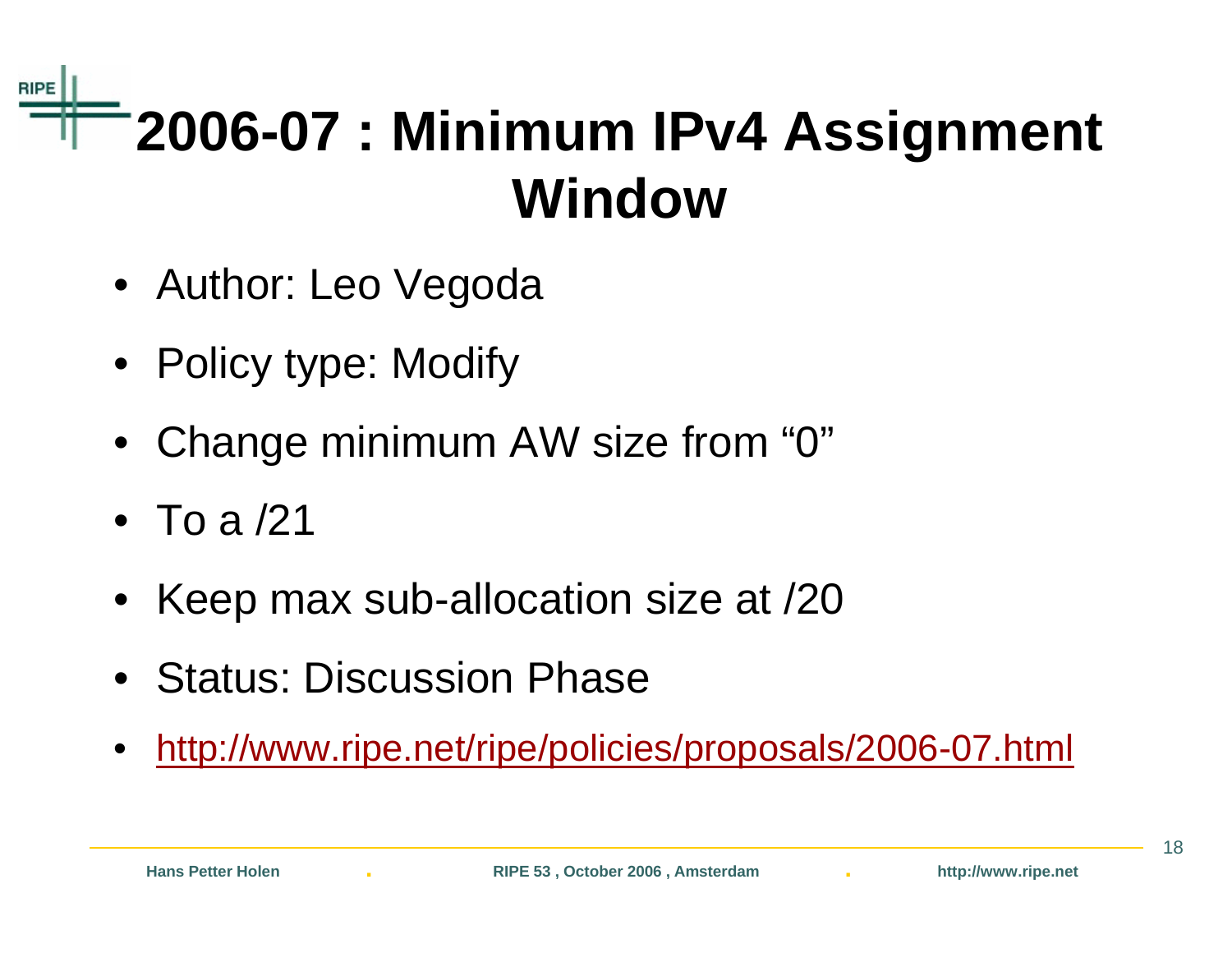# 2006-07 : Minimum IPv4 Assignment Window

- Author: Leo Vegoda
- Policy type: Modify
- Change minimum AW size from “0”
- To a /21
- Keep max sub-allocation size at /20
- Status: Discussion Phase
- http://www.ripe.net/ripe/policies/proposals/2006-07.html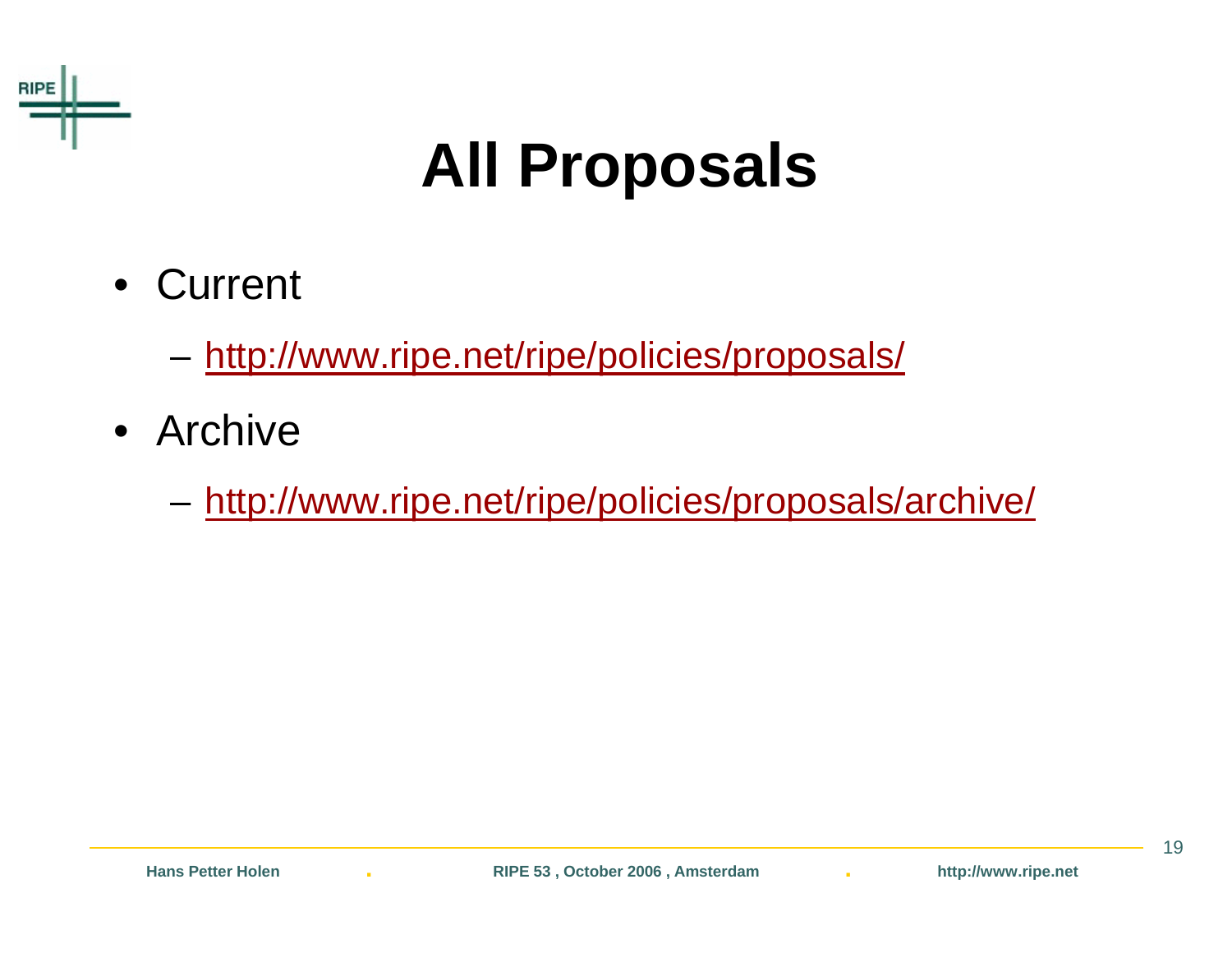# All Proposals

- Current
  - http://www.ripe.net/ripe/policies/proposals/
- Archive
  - http://www.ripe.net/ripe/policies/proposals/archive/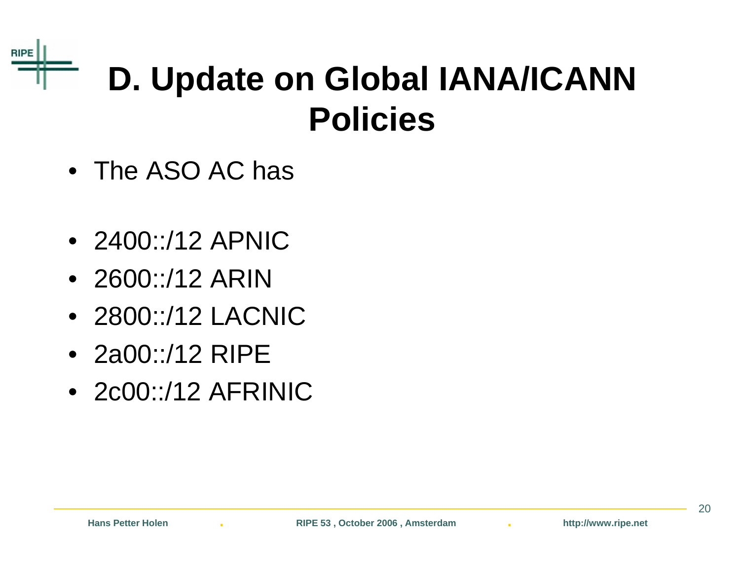# D. Update on Global IANA/ICANN Policies

- The ASO AC has

- 2400::/12 APNIC
- 2600::/12 ARIN
- 2800::/12 LACNIC
- 2a00::/12 RIPE
- 2c00::/12 AFRINIC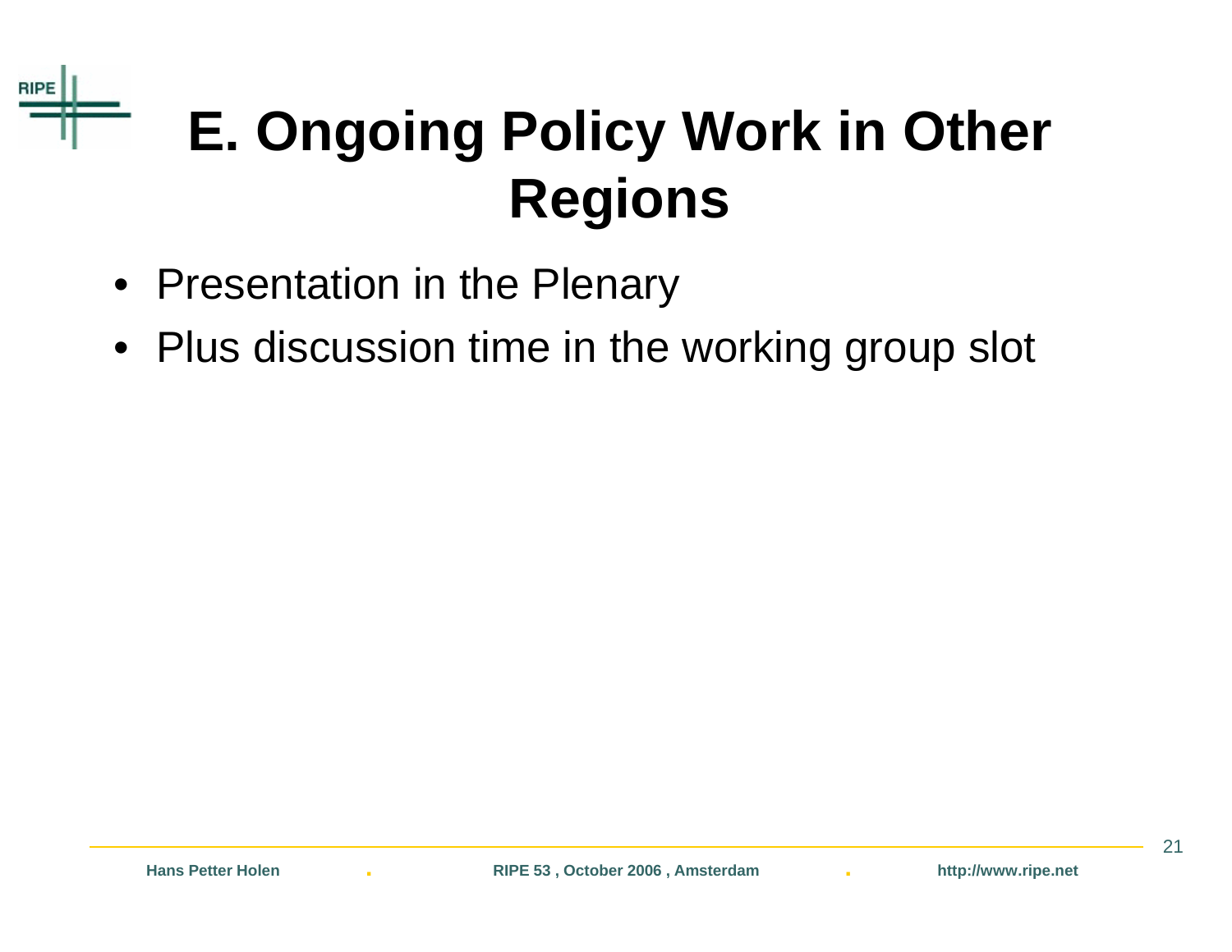# E. Ongoing Policy Work in Other Regions

- Presentation in the Plenary
- Plus discussion time in the working group slot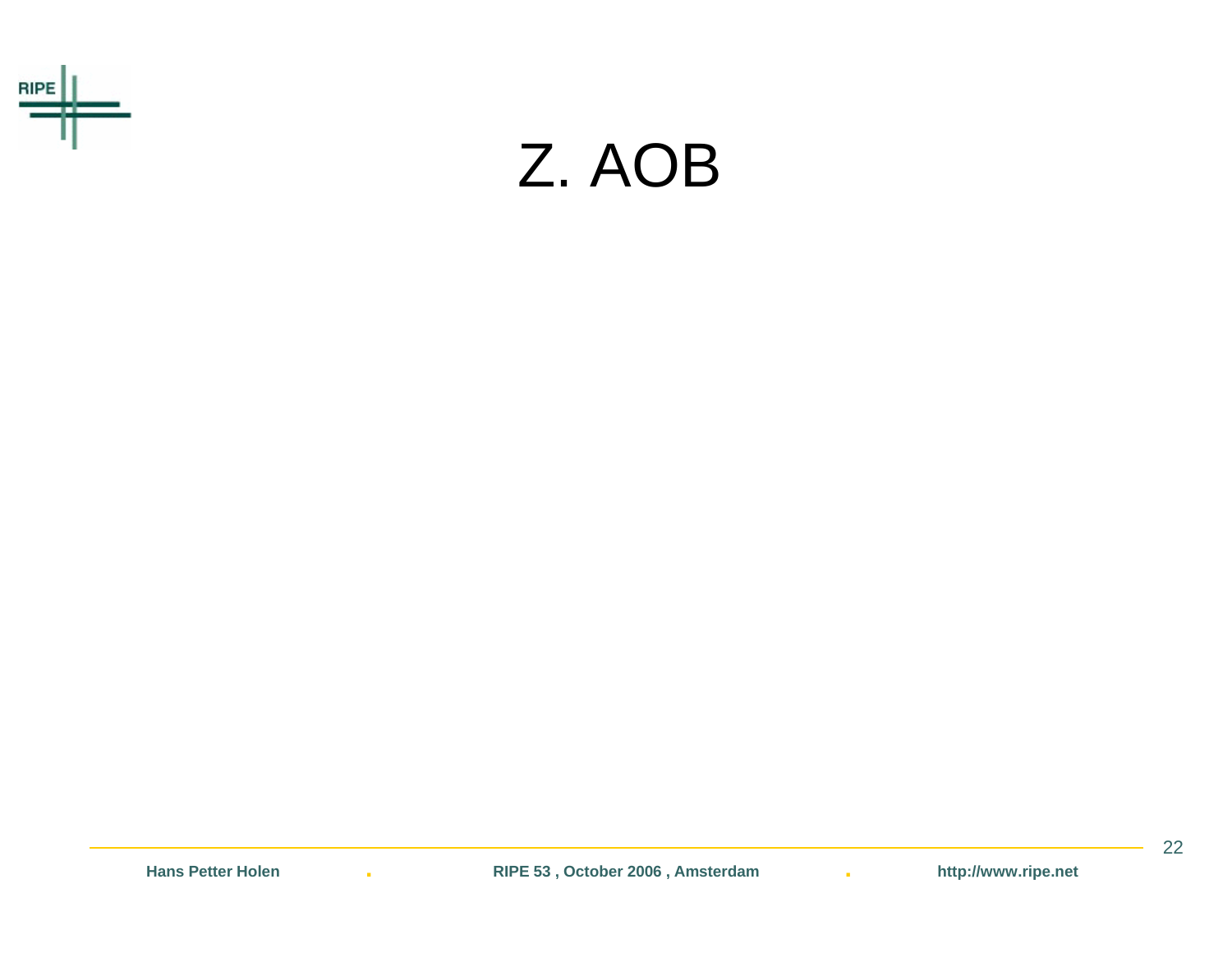# Z. AOB